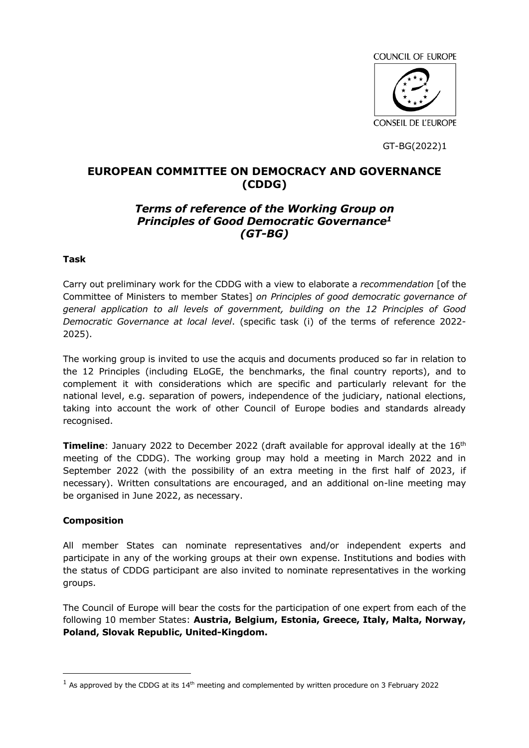COUNCIL OF EUROPE

CONSEIL DE L'EUROPE

GT-BG(2022)1

# EUROPEAN COMMITTEE ON DEMOCRACY AND GOVERNANCE (CDDG)

## *Terms of reference of the Working Group on Principles of Good Democratic Governance*[1] *(GT-BG)*

**Task**

Carry out preliminary work for the CDDG with a view to elaborate a *recommendation* [of the Committee of Ministers to member States] *on Principles of good democratic governance of general application to all levels of government, building on the 12 Principles of Good Democratic Governance at local level*. (specific task (i) of the terms of reference 2022-2025).

The working group is invited to use the acquis and documents produced so far in relation to the 12 Principles (including ELoGE, the benchmarks, the final country reports), and to complement it with considerations which are specific and particularly relevant for the national level, e.g. separation of powers, independence of the judiciary, national elections, taking into account the work of other Council of Europe bodies and standards already recognised.

**Timeline**: January 2022 to December 2022 (draft available for approval ideally at the 16th meeting of the CDDG). The working group may hold a meeting in March 2022 and in September 2022 (with the possibility of an extra meeting in the first half of 2023, if necessary). Written consultations are encouraged, and an additional on-line meeting may be organised in June 2022, as necessary.

**Composition**

All member States can nominate representatives and/or independent experts and participate in any of the working groups at their own expense. Institutions and bodies with the status of CDDG participant are also invited to nominate representatives in the working groups.

The Council of Europe will bear the costs for the participation of one expert from each of the following 10 member States: **Austria, Belgium, Estonia, Greece, Italy, Malta, Norway, Poland, Slovak Republic, United-Kingdom.**

---

[1] As approved by the CDDG at its 14th meeting and complemented by written procedure on 3 February 2022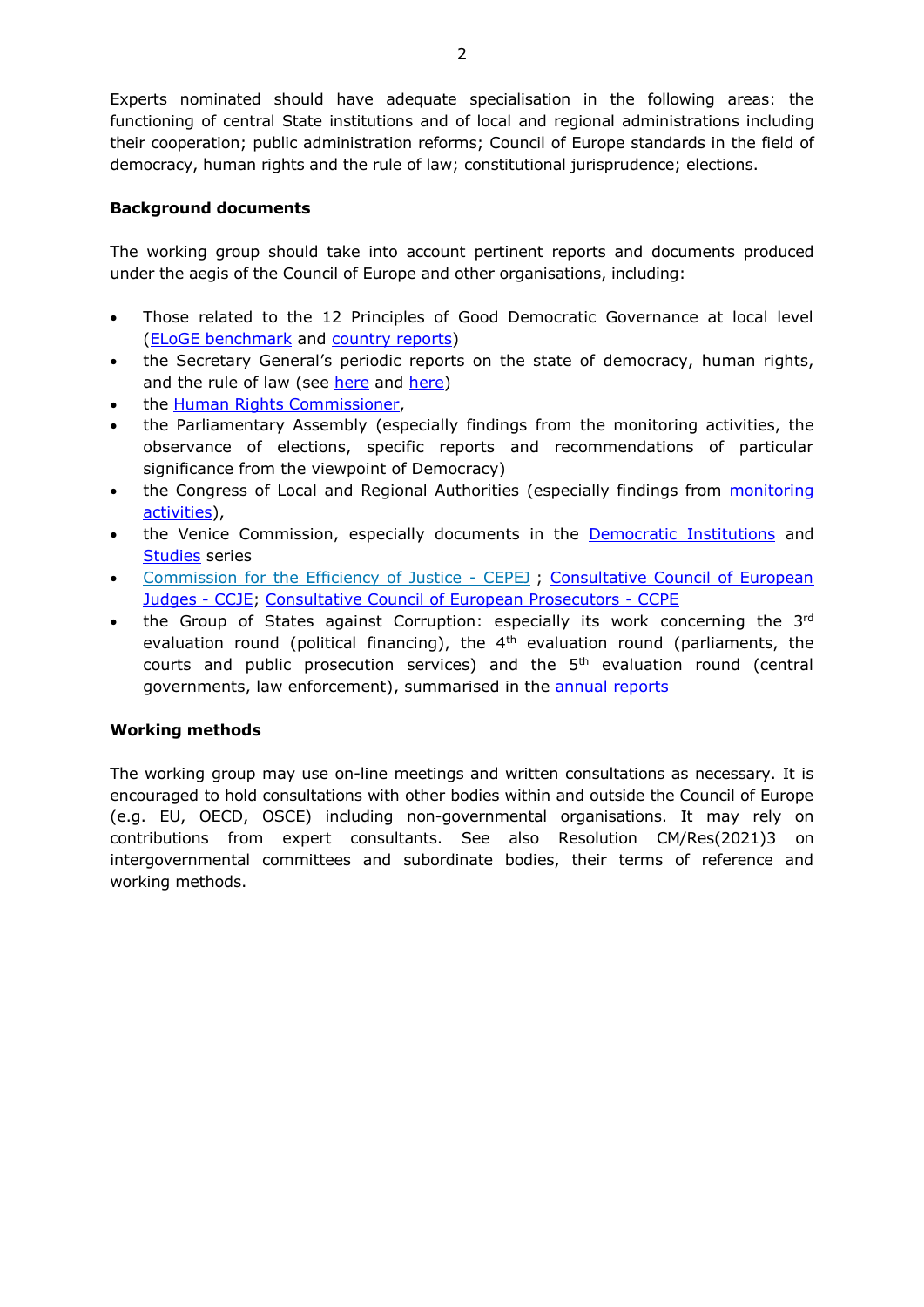Experts nominated should have adequate specialisation in the following areas: the functioning of central State institutions and of local and regional administrations including their cooperation; public administration reforms; Council of Europe standards in the field of democracy, human rights and the rule of law; constitutional jurisprudence; elections.

**Background documents**

The working group should take into account pertinent reports and documents produced under the aegis of the Council of Europe and other organisations, including:

- Those related to the 12 Principles of Good Democratic Governance at local level (ELoGE benchmark and country reports)
- the Secretary General's periodic reports on the state of democracy, human rights, and the rule of law (see here and here)
- the Human Rights Commissioner,
- the Parliamentary Assembly (especially findings from the monitoring activities, the observance of elections, specific reports and recommendations of particular significance from the viewpoint of Democracy)
- the Congress of Local and Regional Authorities (especially findings from monitoring activities),
- the Venice Commission, especially documents in the Democratic Institutions and Studies series
- Commission for the Efficiency of Justice - CEPEJ ; Consultative Council of European Judges - CCJE; Consultative Council of European Prosecutors - CCPE
- the Group of States against Corruption: especially its work concerning the 3rd evaluation round (political financing), the 4th evaluation round (parliaments, the courts and public prosecution services) and the 5th evaluation round (central governments, law enforcement), summarised in the annual reports

**Working methods**

The working group may use on-line meetings and written consultations as necessary. It is encouraged to hold consultations with other bodies within and outside the Council of Europe (e.g. EU, OECD, OSCE) including non-governmental organisations. It may rely on contributions from expert consultants. See also Resolution CM/Res(2021)3 on intergovernmental committees and subordinate bodies, their terms of reference and working methods.